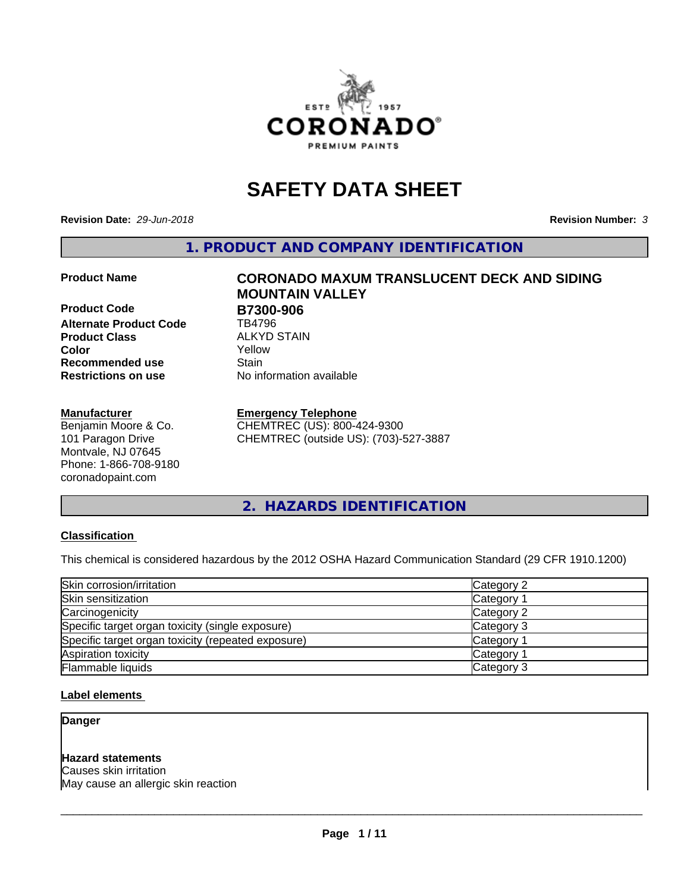# SAFETY DATA SHEET

**Revision Date:** *29-Jun-2018* **Revision Number:** *3*

## 1. PRODUCT AND COMPANY IDENTIFICATION

**Product Name** **CORONADO MAXUM TRANSLUCENT DECK AND SIDING MOUNTAIN VALLEY**

**Product Code** **B7300-906**

**Alternate Product Code** TB4796

**Product Class** ALKYD STAIN

**Color** Yellow

**Recommended use** Stain

**Restrictions on use** No information available

**Manufacturer**
Benjamin Moore & Co.
101 Paragon Drive
Montvale, NJ 07645
Phone: 1-866-708-9180
coronadopaint.com

**Emergency Telephone**
CHEMTREC (US): 800-424-9300
CHEMTREC (outside US): (703)-527-3887

## 2. HAZARDS IDENTIFICATION

### Classification

This chemical is considered hazardous by the 2012 OSHA Hazard Communication Standard (29 CFR 1910.1200)

| | |
|---|---|
| Skin corrosion/irritation | Category 2 |
| Skin sensitization | Category 1 |
| Carcinogenicity | Category 2 |
| Specific target organ toxicity (single exposure) | Category 3 |
| Specific target organ toxicity (repeated exposure) | Category 1 |
| Aspiration toxicity | Category 1 |
| Flammable liquids | Category 3 |

### Label elements

**Danger**

**Hazard statements**
Causes skin irritation
May cause an allergic skin reaction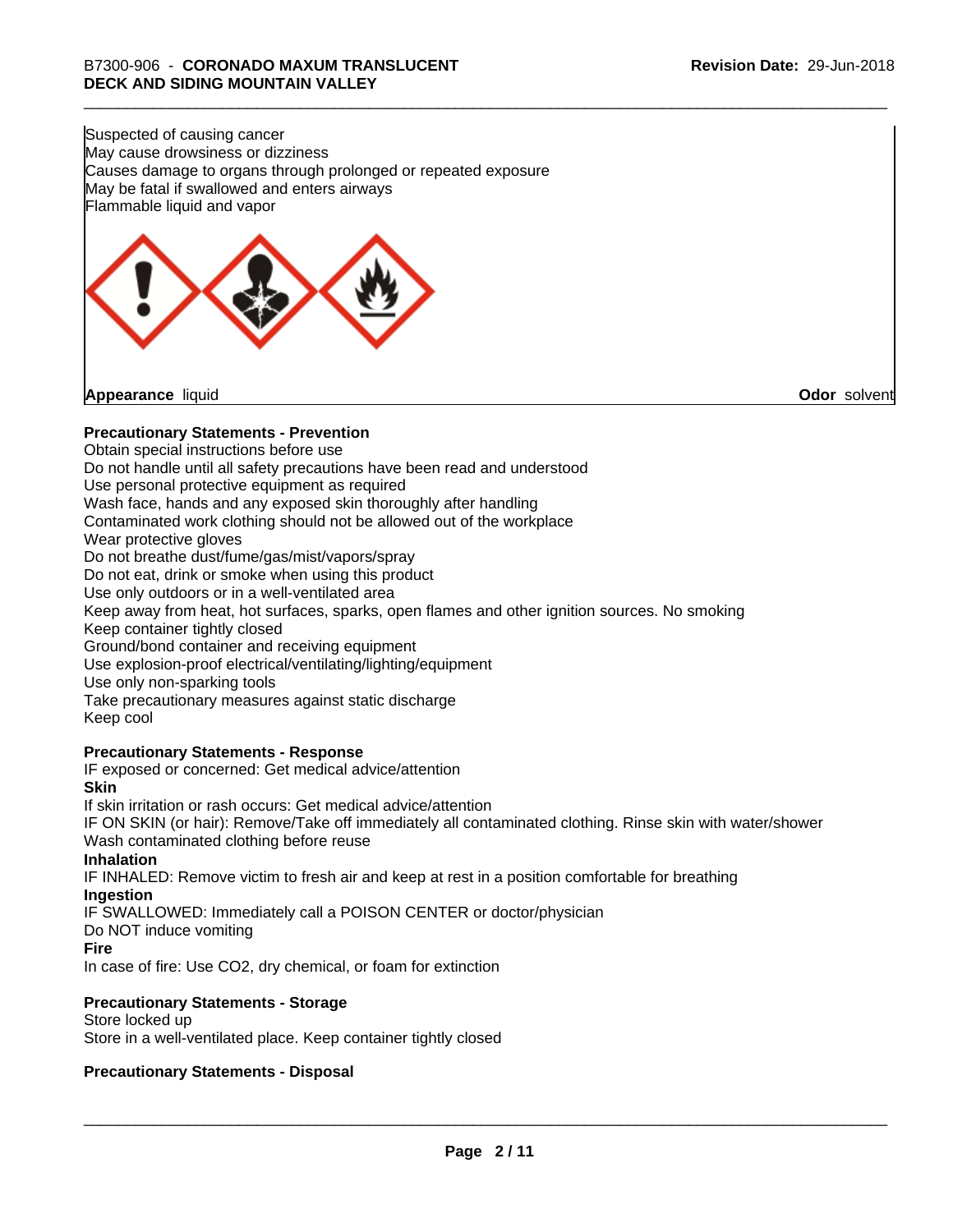Suspected of causing cancer
May cause drowsiness or dizziness
Causes damage to organs through prolonged or repeated exposure
May be fatal if swallowed and enters airways
Flammable liquid and vapor

**Appearance** liquid **Odor** solvent

**Precautionary Statements - Prevention**

Obtain special instructions before use
Do not handle until all safety precautions have been read and understood
Use personal protective equipment as required
Wash face, hands and any exposed skin thoroughly after handling
Contaminated work clothing should not be allowed out of the workplace
Wear protective gloves
Do not breathe dust/fume/gas/mist/vapors/spray
Do not eat, drink or smoke when using this product
Use only outdoors or in a well-ventilated area
Keep away from heat, hot surfaces, sparks, open flames and other ignition sources. No smoking
Keep container tightly closed
Ground/bond container and receiving equipment
Use explosion-proof electrical/ventilating/lighting/equipment
Use only non-sparking tools
Take precautionary measures against static discharge
Keep cool

**Precautionary Statements - Response**

IF exposed or concerned: Get medical advice/attention

**Skin**

If skin irritation or rash occurs: Get medical advice/attention
IF ON SKIN (or hair): Remove/Take off immediately all contaminated clothing. Rinse skin with water/shower
Wash contaminated clothing before reuse

**Inhalation**

IF INHALED: Remove victim to fresh air and keep at rest in a position comfortable for breathing

**Ingestion**

IF SWALLOWED: Immediately call a POISON CENTER or doctor/physician
Do NOT induce vomiting

**Fire**

In case of fire: Use $CO_2$, dry chemical, or foam for extinction

**Precautionary Statements - Storage**

Store locked up
Store in a well-ventilated place. Keep container tightly closed

**Precautionary Statements - Disposal**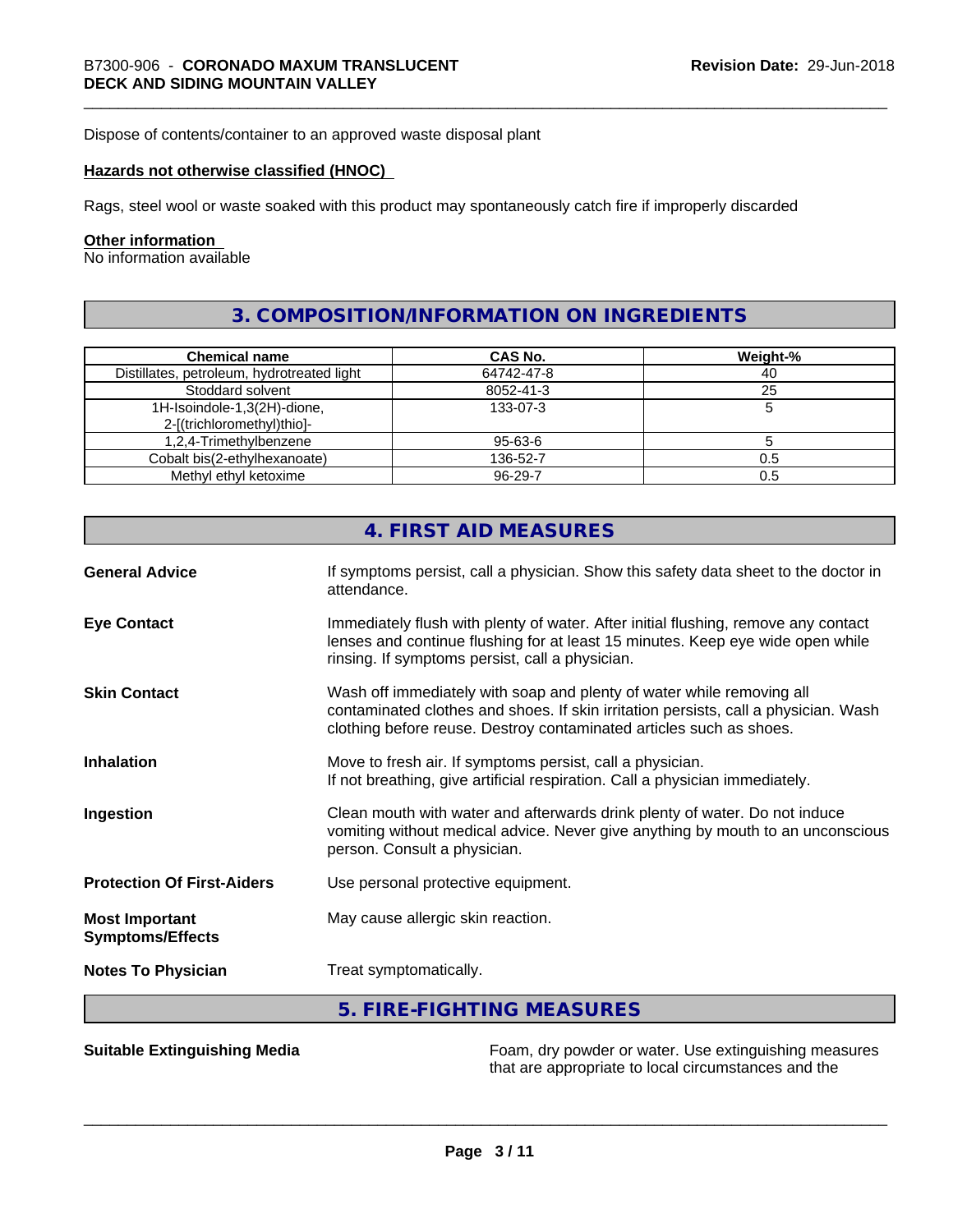Dispose of contents/container to an approved waste disposal plant

**Hazards not otherwise classified (HNOC)**

Rags, steel wool or waste soaked with this product may spontaneously catch fire if improperly discarded

**Other information**

No information available

## 3. COMPOSITION/INFORMATION ON INGREDIENTS

| Chemical name | CAS No. | Weight-% |
|---|---|---|
| Distillates, petroleum, hydrotreated light | 64742-47-8 | 40 |
| Stoddard solvent | 8052-41-3 | 25 |
| 1H-Isoindole-1,3(2H)-dione, 2-[(trichloromethyl)thio]- | 133-07-3 | 5 |
| 1,2,4-Trimethylbenzene | 95-63-6 | 5 |
| Cobalt bis(2-ethylhexanoate) | 136-52-7 | 0.5 |
| Methyl ethyl ketoxime | 96-29-7 | 0.5 |

## 4. FIRST AID MEASURES

**General Advice**

If symptoms persist, call a physician. Show this safety data sheet to the doctor in attendance.

**Eye Contact**

Immediately flush with plenty of water. After initial flushing, remove any contact lenses and continue flushing for at least 15 minutes. Keep eye wide open while rinsing. If symptoms persist, call a physician.

**Skin Contact**

Wash off immediately with soap and plenty of water while removing all contaminated clothes and shoes. If skin irritation persists, call a physician. Wash clothing before reuse. Destroy contaminated articles such as shoes.

**Inhalation**

Move to fresh air. If symptoms persist, call a physician.
If not breathing, give artificial respiration. Call a physician immediately.

**Ingestion**

Clean mouth with water and afterwards drink plenty of water. Do not induce vomiting without medical advice. Never give anything by mouth to an unconscious person. Consult a physician.

**Protection Of First-Aiders**

Use personal protective equipment.

**Most Important Symptoms/Effects**

May cause allergic skin reaction.

**Notes To Physician**

Treat symptomatically.

## 5. FIRE-FIGHTING MEASURES

**Suitable Extinguishing Media**

Foam, dry powder or water. Use extinguishing measures that are appropriate to local circumstances and the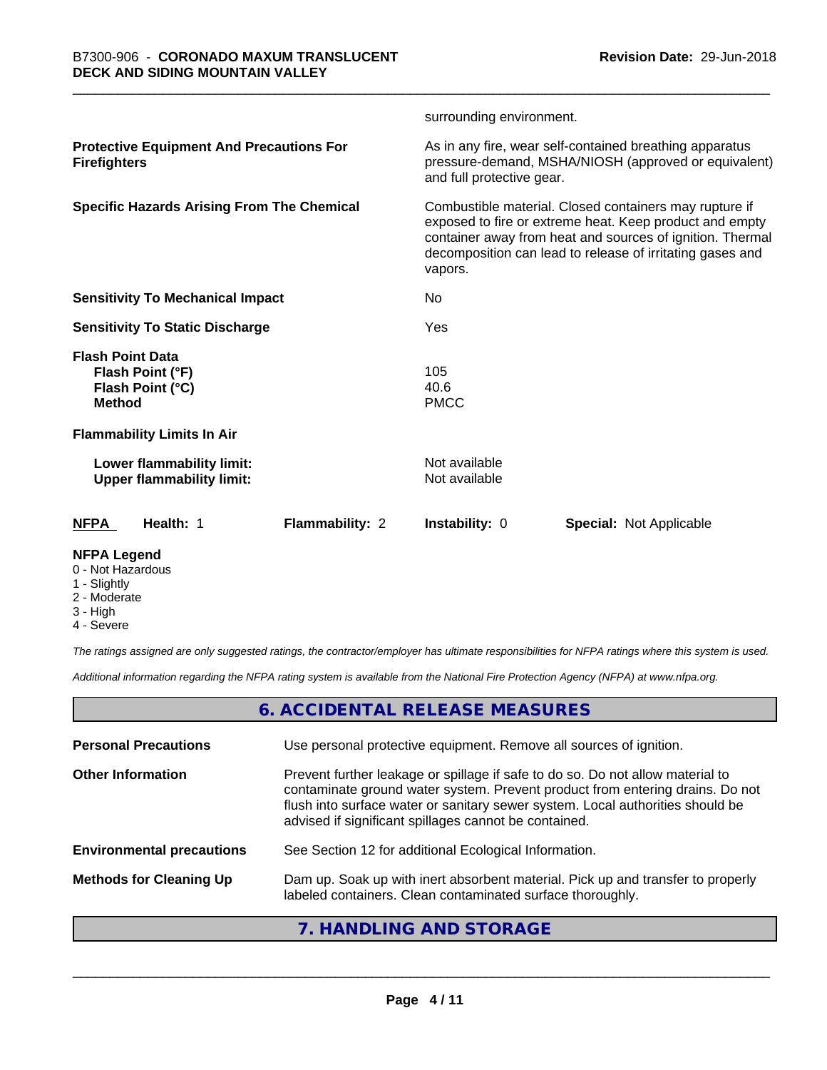surrounding environment.

| | |
|---|---|
| **Protective Equipment And Precautions For Firefighters** | As in any fire, wear self-contained breathing apparatus pressure-demand, MSHA/NIOSH (approved or equivalent) and full protective gear. |
| **Specific Hazards Arising From The Chemical** | Combustible material. Closed containers may rupture if exposed to fire or extreme heat. Keep product and empty container away from heat and sources of ignition. Thermal decomposition can lead to release of irritating gases and vapors. |
| **Sensitivity To Mechanical Impact** | No |
| **Sensitivity To Static Discharge** | Yes |
| **Flash Point Data** | |
| **Flash Point (°F)** | 105 |
| **Flash Point (°C)** | 40.6 |
| **Method** | PMCC |
| **Flammability Limits In Air** | |
| **Lower flammability limit:** | Not available |
| **Upper flammability limit:** | Not available |

| NFPA | Health: 1 | Flammability: 2 | Instability: 0 | Special: Not Applicable |
|---|---|---|---|---|

**NFPA Legend**
- 0 - Not Hazardous
- 1 - Slightly
- 2 - Moderate
- 3 - High
- 4 - Severe

*The ratings assigned are only suggested ratings, the contractor/employer has ultimate responsibilities for NFPA ratings where this system is used.*

*Additional information regarding the NFPA rating system is available from the National Fire Protection Agency (NFPA) at www.nfpa.org.*

## 6. ACCIDENTAL RELEASE MEASURES

| | |
|---|---|
| **Personal Precautions** | Use personal protective equipment. Remove all sources of ignition. |
| **Other Information** | Prevent further leakage or spillage if safe to do so. Do not allow material to contaminate ground water system. Prevent product from entering drains. Do not flush into surface water or sanitary sewer system. Local authorities should be advised if significant spillages cannot be contained. |
| **Environmental precautions** | See Section 12 for additional Ecological Information. |
| **Methods for Cleaning Up** | Dam up. Soak up with inert absorbent material. Pick up and transfer to properly labeled containers. Clean contaminated surface thoroughly. |

## 7. HANDLING AND STORAGE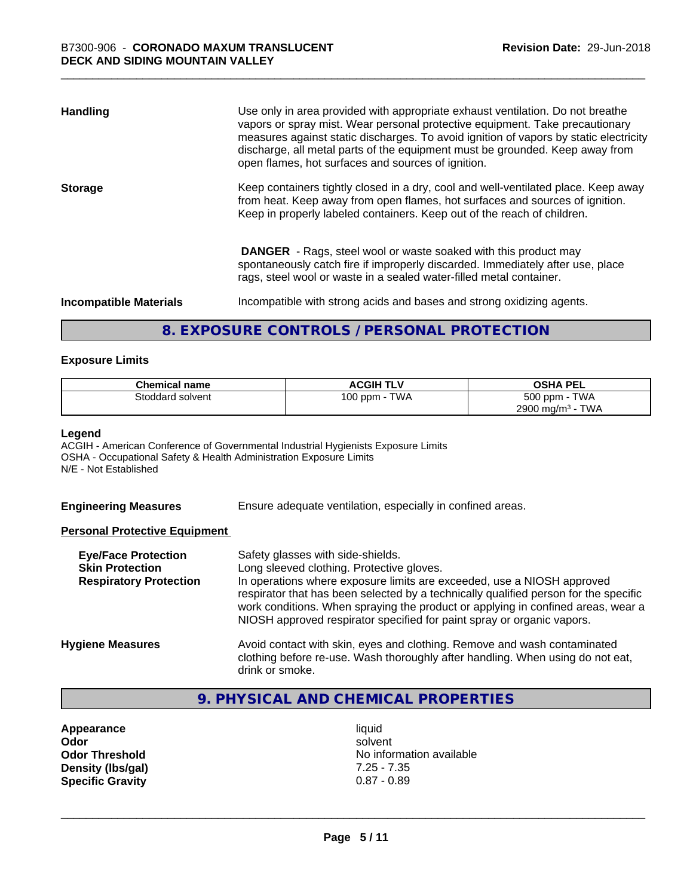| | |
|---|---|
| **Handling** | Use only in area provided with appropriate exhaust ventilation. Do not breathe vapors or spray mist. Wear personal protective equipment. Take precautionary measures against static discharges. To avoid ignition of vapors by static electricity discharge, all metal parts of the equipment must be grounded. Keep away from open flames, hot surfaces and sources of ignition. |
| **Storage** | Keep containers tightly closed in a dry, cool and well-ventilated place. Keep away from heat. Keep away from open flames, hot surfaces and sources of ignition. Keep in properly labeled containers. Keep out of the reach of children. |
| | **DANGER** - Rags, steel wool or waste soaked with this product may spontaneously catch fire if improperly discarded. Immediately after use, place rags, steel wool or waste in a sealed water-filled metal container. |
| **Incompatible Materials** | Incompatible with strong acids and bases and strong oxidizing agents. |

## 8. EXPOSURE CONTROLS / PERSONAL PROTECTION

### Exposure Limits

| Chemical name | ACGIH TLV | OSHA PEL |
|---|---|---|
| Stoddard solvent | 100 ppm - TWA | 500 ppm - TWA<br>2900 mg/m³ - TWA |

**Legend**

ACGIH - American Conference of Governmental Industrial Hygienists Exposure Limits
OSHA - Occupational Safety & Health Administration Exposure Limits
N/E - Not Established

| | |
|---|---|
| **Engineering Measures** | Ensure adequate ventilation, especially in confined areas. |

**Personal Protective Equipment**

| | |
|---|---|
| **Eye/Face Protection** | Safety glasses with side-shields. |
| **Skin Protection** | Long sleeved clothing. Protective gloves. |
| **Respiratory Protection** | In operations where exposure limits are exceeded, use a NIOSH approved respirator that has been selected by a technically qualified person for the specific work conditions. When spraying the product or applying in confined areas, wear a NIOSH approved respirator specified for paint spray or organic vapors. |
| **Hygiene Measures** | Avoid contact with skin, eyes and clothing. Remove and wash contaminated clothing before re-use. Wash thoroughly after handling. When using do not eat, drink or smoke. |

## 9. PHYSICAL AND CHEMICAL PROPERTIES

| | |
|---|---|
| **Appearance** | liquid |
| **Odor** | solvent |
| **Odor Threshold** | No information available |
| **Density (lbs/gal)** | 7.25 - 7.35 |
| **Specific Gravity** | 0.87 - 0.89 |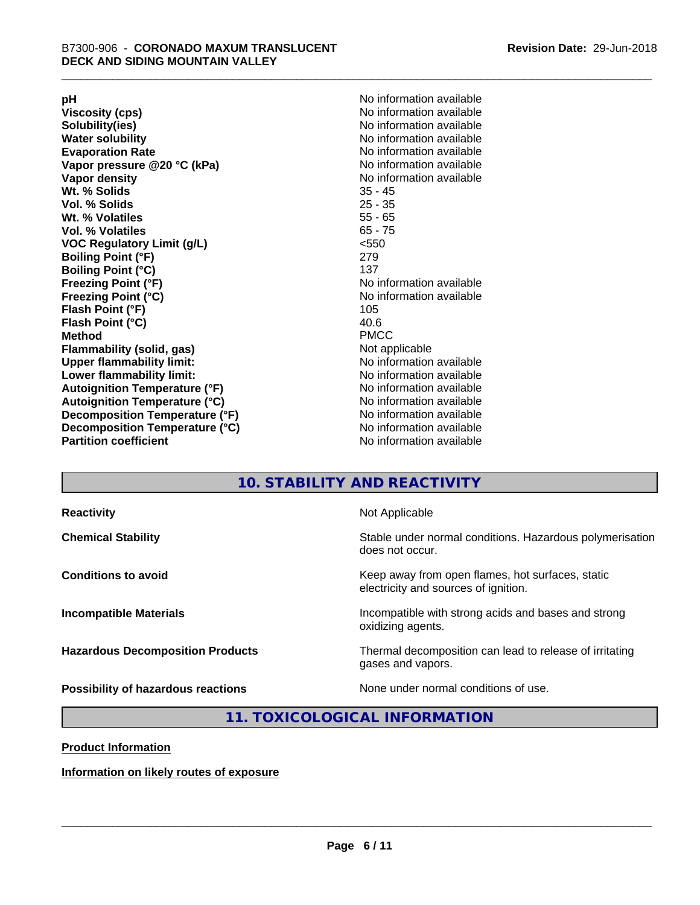| | |
|---|---|
| **pH** | No information available |
| **Viscosity (cps)** | No information available |
| **Solubility(ies)** | No information available |
| **Water solubility** | No information available |
| **Evaporation Rate** | No information available |
| **Vapor pressure @20 °C (kPa)** | No information available |
| **Vapor density** | No information available |
| **Wt. % Solids** | 35 - 45 |
| **Vol. % Solids** | 25 - 35 |
| **Wt. % Volatiles** | 55 - 65 |
| **Vol. % Volatiles** | 65 - 75 |
| **VOC Regulatory Limit (g/L)** | <550 |
| **Boiling Point (°F)** | 279 |
| **Boiling Point (°C)** | 137 |
| **Freezing Point (°F)** | No information available |
| **Freezing Point (°C)** | No information available |
| **Flash Point (°F)** | 105 |
| **Flash Point (°C)** | 40.6 |
| **Method** | PMCC |
| **Flammability (solid, gas)** | Not applicable |
| **Upper flammability limit:** | No information available |
| **Lower flammability limit:** | No information available |
| **Autoignition Temperature (°F)** | No information available |
| **Autoignition Temperature (°C)** | No information available |
| **Decomposition Temperature (°F)** | No information available |
| **Decomposition Temperature (°C)** | No information available |
| **Partition coefficient** | No information available |

## 10. STABILITY AND REACTIVITY

| | |
|---|---|
| **Reactivity** | Not Applicable |
| **Chemical Stability** | Stable under normal conditions. Hazardous polymerisation does not occur. |
| **Conditions to avoid** | Keep away from open flames, hot surfaces, static electricity and sources of ignition. |
| **Incompatible Materials** | Incompatible with strong acids and bases and strong oxidizing agents. |
| **Hazardous Decomposition Products** | Thermal decomposition can lead to release of irritating gases and vapors. |
| **Possibility of hazardous reactions** | None under normal conditions of use. |

## 11. TOXICOLOGICAL INFORMATION

**Product Information**

**Information on likely routes of exposure**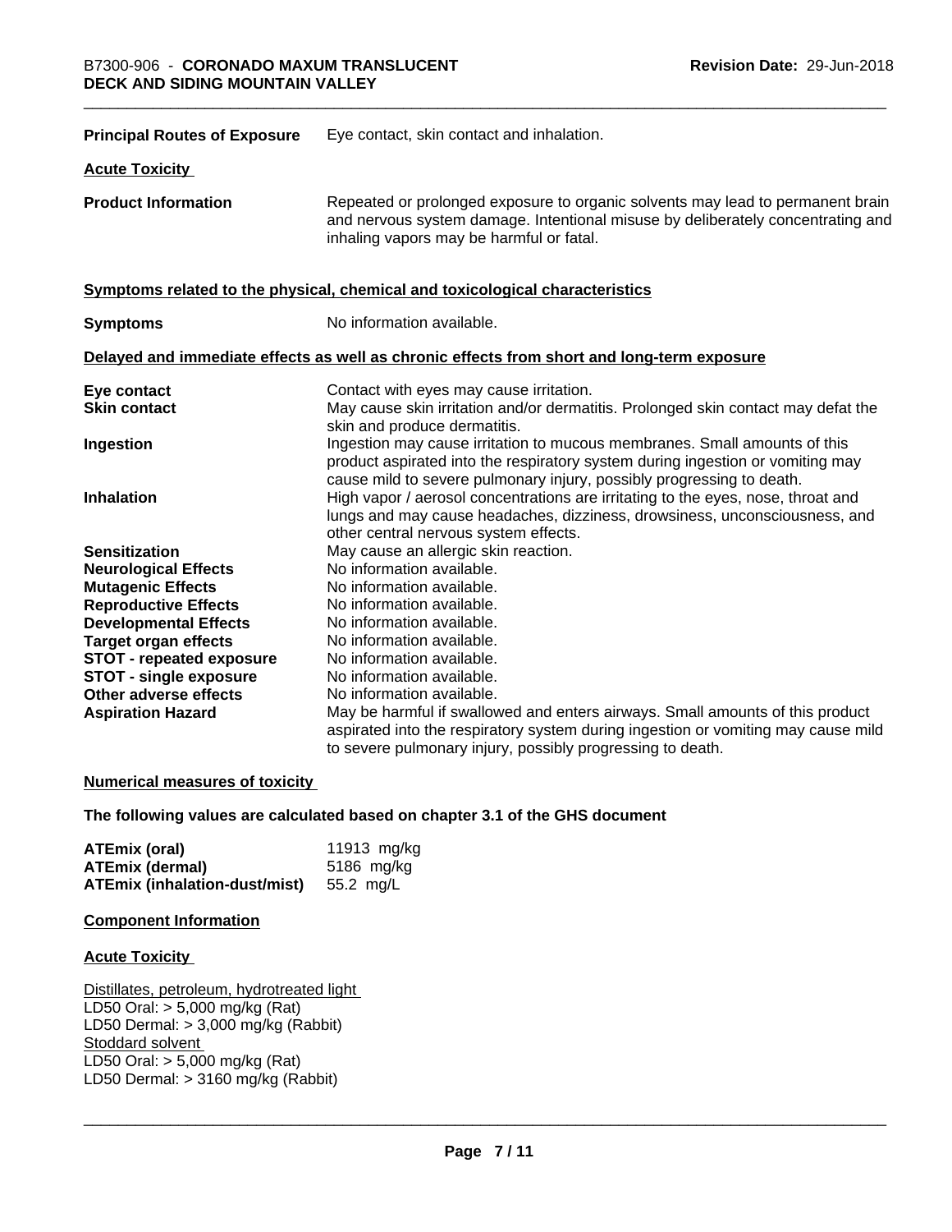| | |
|---|---|
| **Principal Routes of Exposure** | Eye contact, skin contact and inhalation. |

**Acute Toxicity**

| | |
|---|---|
| **Product Information** | Repeated or prolonged exposure to organic solvents may lead to permanent brain and nervous system damage. Intentional misuse by deliberately concentrating and inhaling vapors may be harmful or fatal. |

**Symptoms related to the physical, chemical and toxicological characteristics**

| | |
|---|---|
| **Symptoms** | No information available. |

**Delayed and immediate effects as well as chronic effects from short and long-term exposure**

| | |
|---|---|
| **Eye contact** | Contact with eyes may cause irritation. |
| **Skin contact** | May cause skin irritation and/or dermatitis. Prolonged skin contact may defat the skin and produce dermatitis. |
| **Ingestion** | Ingestion may cause irritation to mucous membranes. Small amounts of this product aspirated into the respiratory system during ingestion or vomiting may cause mild to severe pulmonary injury, possibly progressing to death. |
| **Inhalation** | High vapor / aerosol concentrations are irritating to the eyes, nose, throat and lungs and may cause headaches, dizziness, drowsiness, unconsciousness, and other central nervous system effects. |
| **Sensitization** | May cause an allergic skin reaction. |
| **Neurological Effects** | No information available. |
| **Mutagenic Effects** | No information available. |
| **Reproductive Effects** | No information available. |
| **Developmental Effects** | No information available. |
| **Target organ effects** | No information available. |
| **STOT - repeated exposure** | No information available. |
| **STOT - single exposure** | No information available. |
| **Other adverse effects** | No information available. |
| **Aspiration Hazard** | May be harmful if swallowed and enters airways. Small amounts of this product aspirated into the respiratory system during ingestion or vomiting may cause mild to severe pulmonary injury, possibly progressing to death. |

**Numerical measures of toxicity**

**The following values are calculated based on chapter 3.1 of the GHS document**

| | |
|---|---|
| **ATEmix (oral)** | 11913 mg/kg |
| **ATEmix (dermal)** | 5186 mg/kg |
| **ATEmix (inhalation-dust/mist)** | 55.2 mg/L |

**Component Information**

**Acute Toxicity**

Distillates, petroleum, hydrotreated light
LD50 Oral: > 5,000 mg/kg (Rat)
LD50 Dermal: > 3,000 mg/kg (Rabbit)
Stoddard solvent
LD50 Oral: > 5,000 mg/kg (Rat)
LD50 Dermal: > 3160 mg/kg (Rabbit)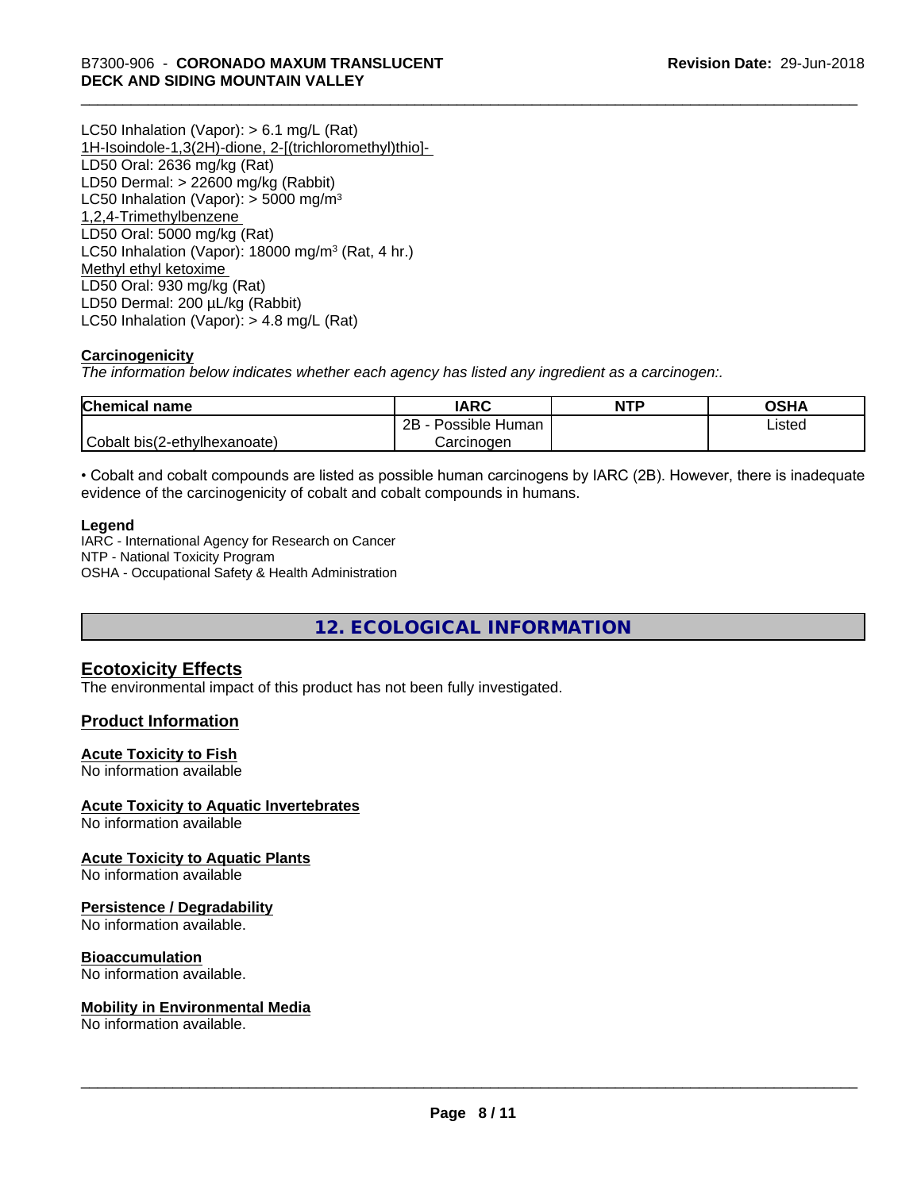LC50 Inhalation (Vapor): > 6.1 mg/L (Rat)
1H-Isoindole-1,3(2H)-dione, 2-[(trichloromethyl)thio]-
LD50 Oral: 2636 mg/kg (Rat)
LD50 Dermal: > 22600 mg/kg (Rabbit)
LC50 Inhalation (Vapor): > 5000 mg/m$^3$
1,2,4-Trimethylbenzene
LD50 Oral: 5000 mg/kg (Rat)
LC50 Inhalation (Vapor): 18000 mg/m$^3$ (Rat, 4 hr.)
Methyl ethyl ketoxime
LD50 Oral: 930 mg/kg (Rat)
LD50 Dermal: 200 µL/kg (Rabbit)
LC50 Inhalation (Vapor): > 4.8 mg/L (Rat)

**Carcinogenicity**

*The information below indicates whether each agency has listed any ingredient as a carcinogen:.*

| Chemical name | IARC | NTP | OSHA |
|---|---|---|---|
| Cobalt bis(2-ethylhexanoate) | 2B - Possible Human Carcinogen | | Listed |

• Cobalt and cobalt compounds are listed as possible human carcinogens by IARC (2B). However, there is inadequate evidence of the carcinogenicity of cobalt and cobalt compounds in humans.

**Legend**
IARC - International Agency for Research on Cancer
NTP - National Toxicity Program
OSHA - Occupational Safety & Health Administration

## 12. ECOLOGICAL INFORMATION

### Ecotoxicity Effects

The environmental impact of this product has not been fully investigated.

### Product Information

**Acute Toxicity to Fish**
No information available

**Acute Toxicity to Aquatic Invertebrates**
No information available

**Acute Toxicity to Aquatic Plants**
No information available

**Persistence / Degradability**
No information available.

**Bioaccumulation**
No information available.

**Mobility in Environmental Media**
No information available.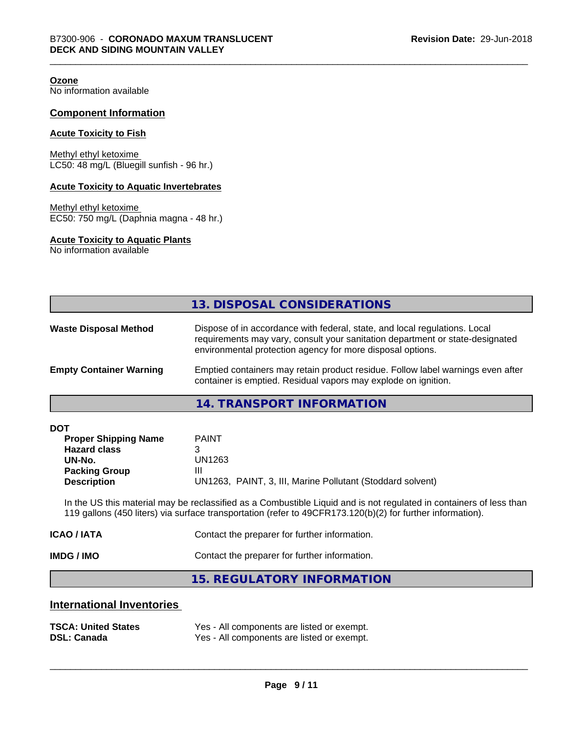**Ozone**
No information available

## Component Information

**Acute Toxicity to Fish**

Methyl ethyl ketoxime
LC50: 48 mg/L (Bluegill sunfish - 96 hr.)

**Acute Toxicity to Aquatic Invertebrates**

Methyl ethyl ketoxime
EC50: 750 mg/L (Daphnia magna - 48 hr.)

**Acute Toxicity to Aquatic Plants**
No information available

## 13. DISPOSAL CONSIDERATIONS

**Waste Disposal Method** Dispose of in accordance with federal, state, and local regulations. Local requirements may vary, consult your sanitation department or state-designated environmental protection agency for more disposal options.

**Empty Container Warning** Emptied containers may retain product residue. Follow label warnings even after container is emptied. Residual vapors may explode on ignition.

## 14. TRANSPORT INFORMATION

**DOT**

| | |
|---|---|
| **Proper Shipping Name** | PAINT |
| **Hazard class** | 3 |
| **UN-No.** | UN1263 |
| **Packing Group** | III |
| **Description** | UN1263, PAINT, 3, III, Marine Pollutant (Stoddard solvent) |

In the US this material may be reclassified as a Combustible Liquid and is not regulated in containers of less than 119 gallons (450 liters) via surface transportation (refer to 49CFR173.120(b)(2) for further information).

**ICAO / IATA** Contact the preparer for further information.

**IMDG / IMO** Contact the preparer for further information.

## 15. REGULATORY INFORMATION

## International Inventories

| | |
|---|---|
| **TSCA: United States** | Yes - All components are listed or exempt. |
| **DSL: Canada** | Yes - All components are listed or exempt. |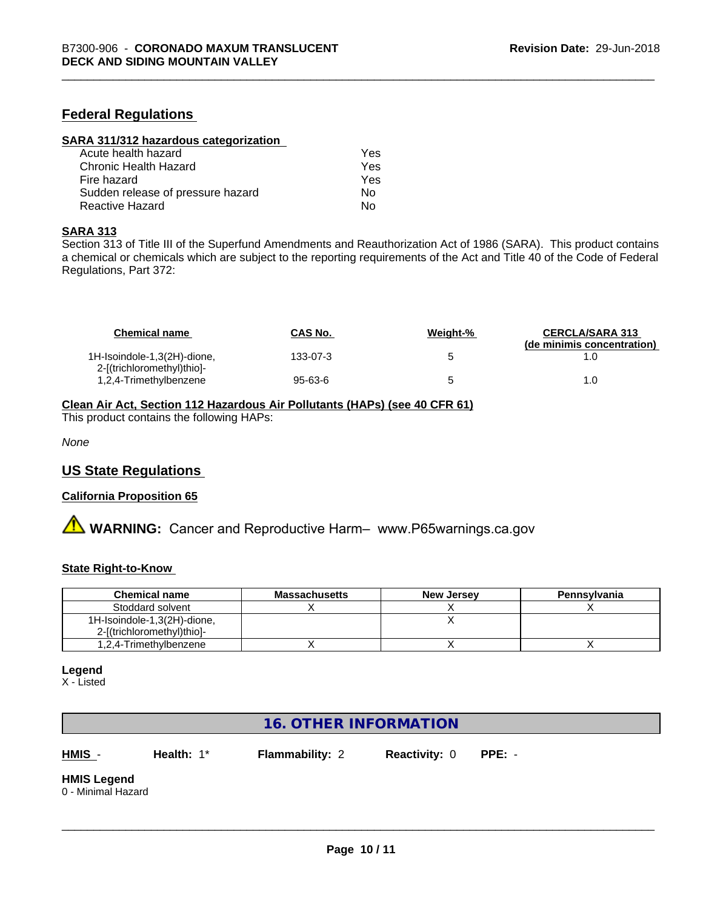## Federal Regulations

### SARA 311/312 hazardous categorization

| | |
|---|---|
| Acute health hazard | Yes |
| Chronic Health Hazard | Yes |
| Fire hazard | Yes |
| Sudden release of pressure hazard | No |
| Reactive Hazard | No |

### SARA 313

Section 313 of Title III of the Superfund Amendments and Reauthorization Act of 1986 (SARA). This product contains a chemical or chemicals which are subject to the reporting requirements of the Act and Title 40 of the Code of Federal Regulations, Part 372:

| Chemical name | CAS No. | Weight-% | CERCLA/SARA 313 (de minimis concentration) |
|---|---|---|---|
| 1H-Isoindole-1,3(2H)-dione, 2-[(trichloromethyl)thio]- | 133-07-3 | 5 | 1.0 |
| 1,2,4-Trimethylbenzene | 95-63-6 | 5 | 1.0 |

### Clean Air Act, Section 112 Hazardous Air Pollutants (HAPs) (see 40 CFR 61)

This product contains the following HAPs:

*None*

## US State Regulations

### California Proposition 65

⚠ **WARNING:** Cancer and Reproductive Harm– www.P65warnings.ca.gov

### State Right-to-Know

| Chemical name | Massachusetts | New Jersey | Pennsylvania |
|---|---|---|---|
| Stoddard solvent | X | X | X |
| 1H-Isoindole-1,3(2H)-dione, 2-[(trichloromethyl)thio]- | | X | |
| 1,2,4-Trimethylbenzene | X | X | X |

**Legend**

X - Listed

# 16. OTHER INFORMATION

**HMIS** - **Health:** 1* **Flammability:** 2 **Reactivity:** 0 **PPE:** -

**HMIS Legend**

0 - Minimal Hazard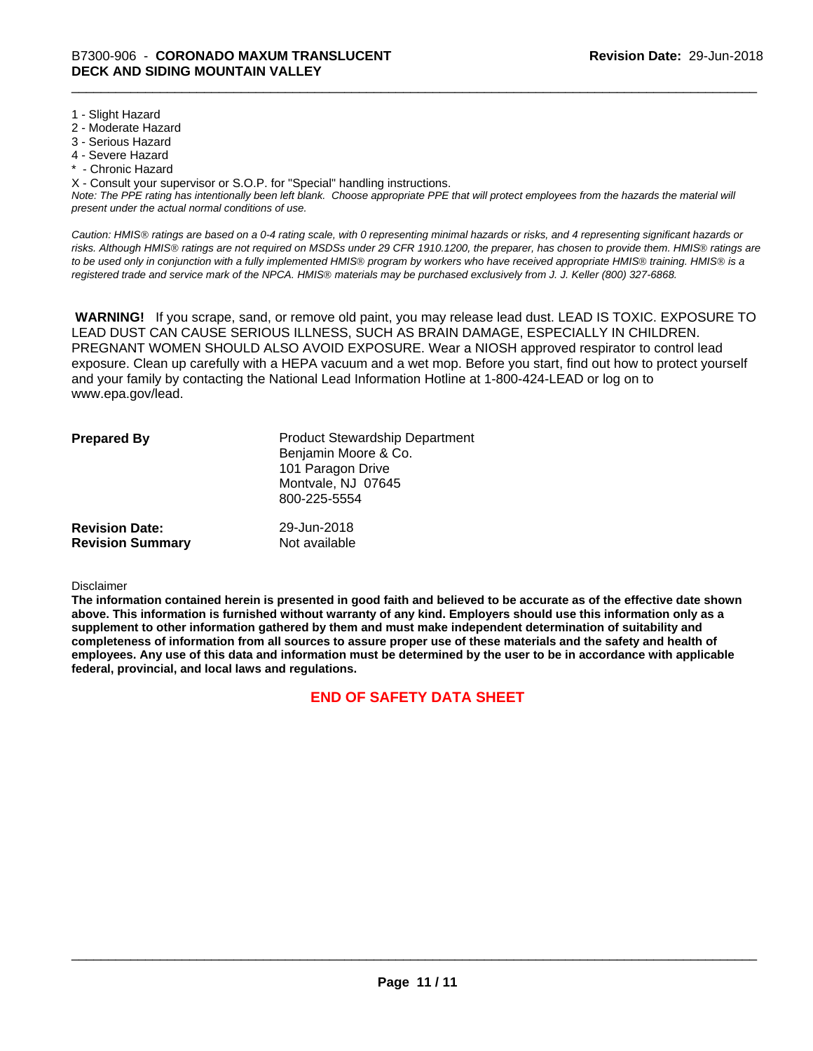1 - Slight Hazard
2 - Moderate Hazard
3 - Serious Hazard
4 - Severe Hazard
* - Chronic Hazard
X - Consult your supervisor or S.O.P. for "Special" handling instructions.

*Note: The PPE rating has intentionally been left blank. Choose appropriate PPE that will protect employees from the hazards the material will present under the actual normal conditions of use.*

*Caution: HMIS® ratings are based on a 0-4 rating scale, with 0 representing minimal hazards or risks, and 4 representing significant hazards or risks. Although HMIS® ratings are not required on MSDSs under 29 CFR 1910.1200, the preparer, has chosen to provide them. HMIS® ratings are to be used only in conjunction with a fully implemented HMIS® program by workers who have received appropriate HMIS® training. HMIS® is a registered trade and service mark of the NPCA. HMIS® materials may be purchased exclusively from J. J. Keller (800) 327-6868.*

**WARNING!** If you scrape, sand, or remove old paint, you may release lead dust. LEAD IS TOXIC. EXPOSURE TO LEAD DUST CAN CAUSE SERIOUS ILLNESS, SUCH AS BRAIN DAMAGE, ESPECIALLY IN CHILDREN. PREGNANT WOMEN SHOULD ALSO AVOID EXPOSURE. Wear a NIOSH approved respirator to control lead exposure. Clean up carefully with a HEPA vacuum and a wet mop. Before you start, find out how to protect yourself and your family by contacting the National Lead Information Hotline at 1-800-424-LEAD or log on to www.epa.gov/lead.

**Prepared By**
Product Stewardship Department
Benjamin Moore & Co.
101 Paragon Drive
Montvale, NJ 07645
800-225-5554

**Revision Date:** 29-Jun-2018
**Revision Summary** Not available

Disclaimer

**The information contained herein is presented in good faith and believed to be accurate as of the effective date shown above. This information is furnished without warranty of any kind. Employers should use this information only as a supplement to other information gathered by them and must make independent determination of suitability and completeness of information from all sources to assure proper use of these materials and the safety and health of employees. Any use of this data and information must be determined by the user to be in accordance with applicable federal, provincial, and local laws and regulations.**

**END OF SAFETY DATA SHEET**